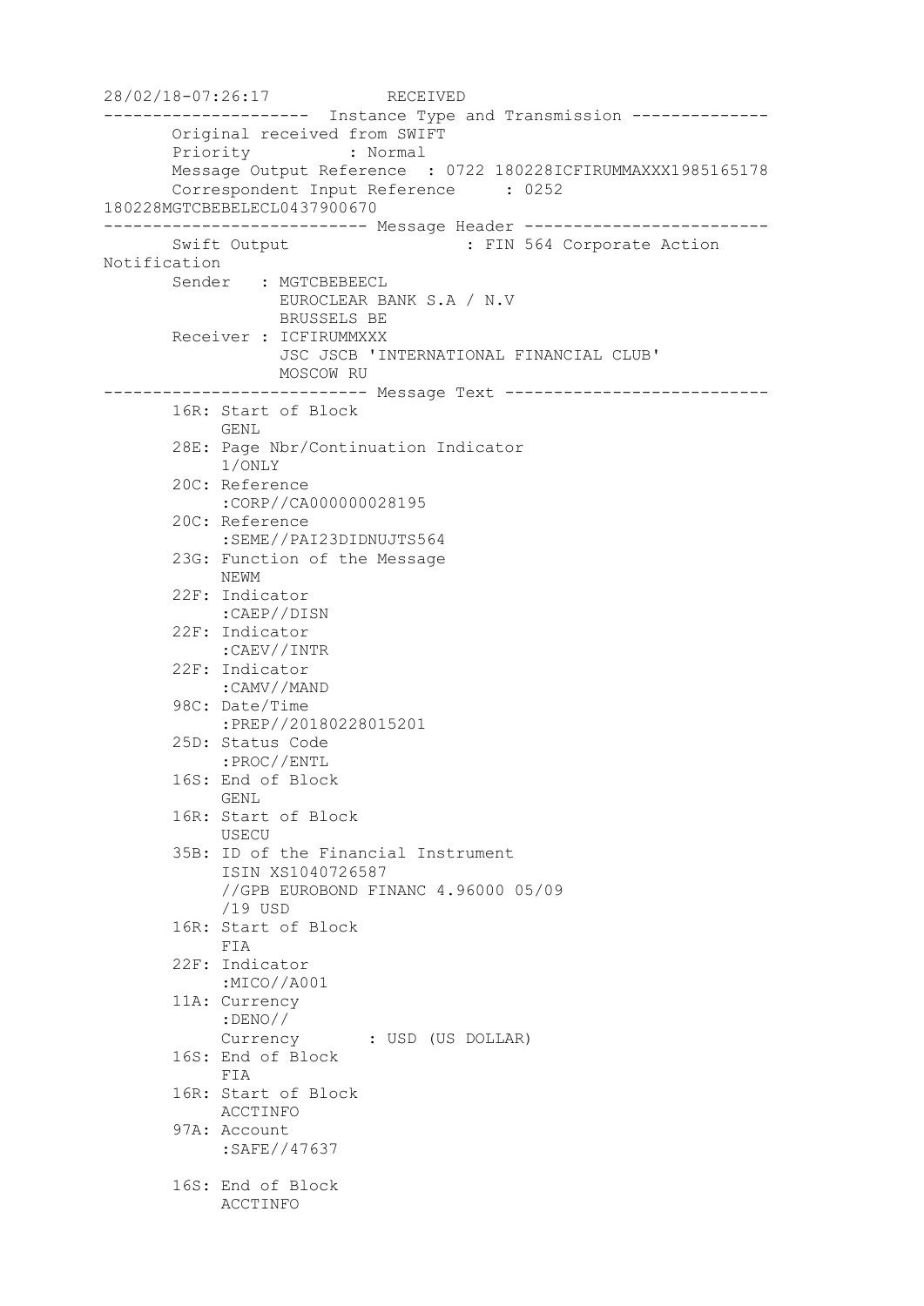```
28/02/18-07:26:17            RECEIVED
---------------------  Instance Type and Transmission --------------
       Original received from SWIFT
       Priority          : Normal
       Message Output Reference  : 0722 180228ICFIRUMMAXXX1985165178
       Correspondent Input Reference     : 0252
180228MGTCBEBELECL0437900670
--------------------------- Message Header -------------------------
       Swift Output                   : FIN 564 Corporate Action
Notification
       Sender   : MGTCBEBEECL
                  EUROCLEAR BANK S.A / N.V
                  BRUSSELS BE
       Receiver : ICFIRUMMXXX
                  JSC JSCB 'INTERNATIONAL FINANCIAL CLUB'
                  MOSCOW RU
--------------------------- Message Text ---------------------------
       16R: Start of Block
            GENL
       28E: Page Nbr/Continuation Indicator
            1/ONLY
       20C: Reference
            :CORP//CA000000028195
       20C: Reference
            :SEME//PAI23DIDNUJTS564
       23G: Function of the Message
            NEWM
       22F: Indicator
            :CAEP//DISN
       22F: Indicator
            :CAEV//INTR
       22F: Indicator
            :CAMV//MAND
       98C: Date/Time
            :PREP//20180228015201
       25D: Status Code
            :PROC//ENTL
       16S: End of Block
            GENL
       16R: Start of Block
            USECU
       35B: ID of the Financial Instrument
            ISIN XS1040726587
            //GPB EUROBOND FINANC 4.96000 05/09
            /19 USD
       16R: Start of Block
            FIA
       22F: Indicator
            :MICO//A001
       11A: Currency
            :DENO//
            Currency       : USD (US DOLLAR)
       16S: End of Block
            FIA
       16R: Start of Block
            ACCTINFO
       97A: Account
            :SAFE//47637

       16S: End of Block
            ACCTINFO
```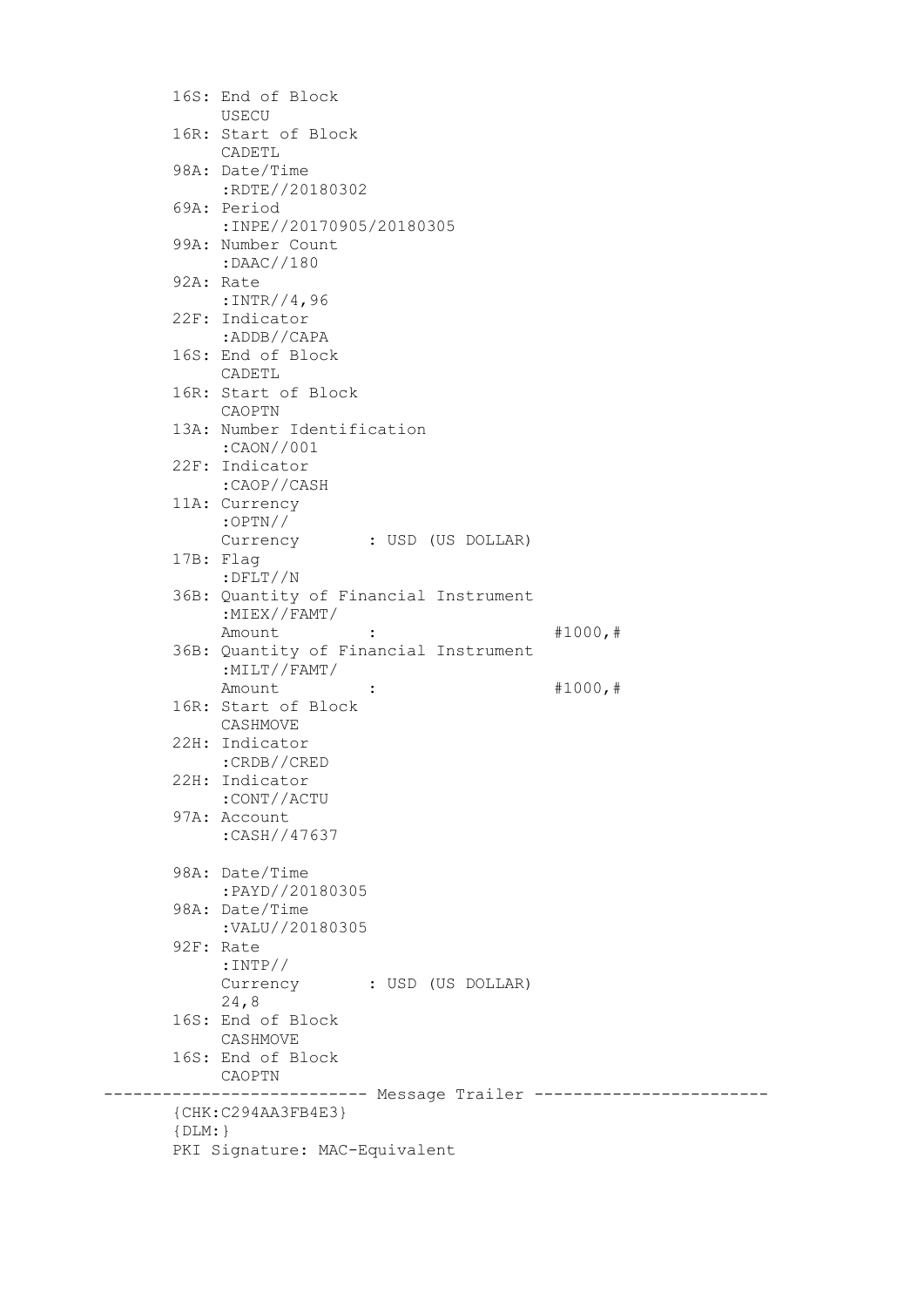```
        16S: End of Block
             USECU
        16R: Start of Block
             CADETL
        98A: Date/Time
             :RDTE//20180302
        69A: Period
             :INPE//20170905/20180305
        99A: Number Count
             :DAAC//180
        92A: Rate
             :INTR//4,96
        22F: Indicator
             :ADDB//CAPA
        16S: End of Block
             CADETL
        16R: Start of Block
             CAOPTN
        13A: Number Identification
             :CAON//001
        22F: Indicator
             :CAOP//CASH
        11A: Currency
             :OPTN//
             Currency       : USD (US DOLLAR)
        17B: Flag
             :DFLT//N
        36B: Quantity of Financial Instrument
             :MIEX//FAMT/
             Amount         :                    #1000,#
        36B: Quantity of Financial Instrument
             :MILT//FAMT/
             Amount         :                    #1000,#
        16R: Start of Block
             CASHMOVE
        22H: Indicator
             :CRDB//CRED
        22H: Indicator
             :CONT//ACTU
        97A: Account
             :CASH//47637

        98A: Date/Time
             :PAYD//20180305
        98A: Date/Time
             :VALU//20180305
        92F: Rate
             :INTP//
             Currency       : USD (US DOLLAR)
             24,8
        16S: End of Block
             CASHMOVE
        16S: End of Block
             CAOPTN
--------------------------- Message Trailer ------------------------
        {CHK:C294AA3FB4E3}
        {DLM:}
        PKI Signature: MAC-Equivalent
```